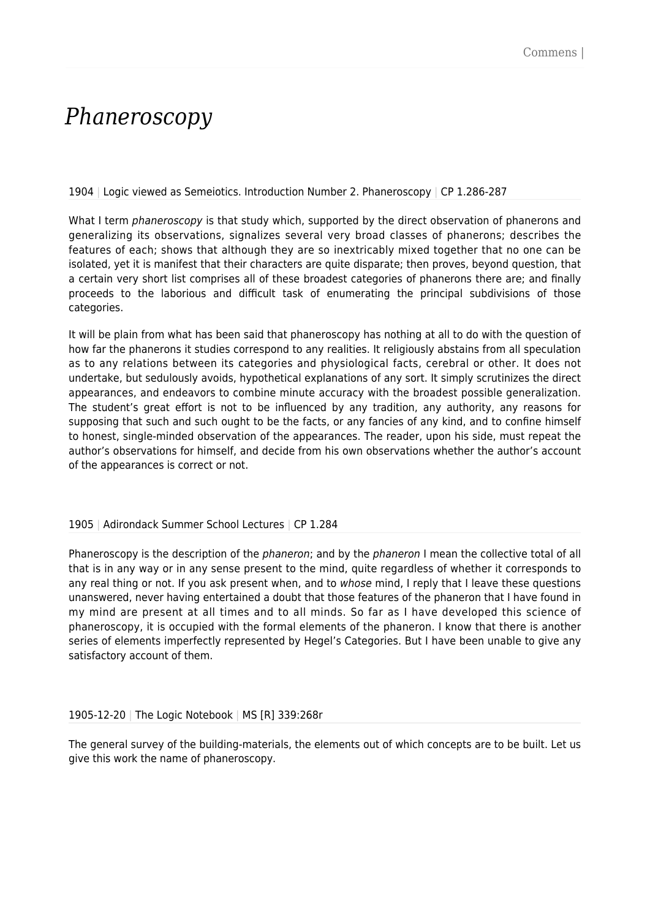# *Phaneroscopy*

1904 | Logic viewed as Semeiotics. Introduction Number 2. Phaneroscopy | CP 1.286-287

What I term *phaneroscopy* is that study which, supported by the direct observation of phanerons and generalizing its observations, signalizes several very broad classes of phanerons; describes the features of each; shows that although they are so inextricably mixed together that no one can be isolated, yet it is manifest that their characters are quite disparate; then proves, beyond question, that a certain very short list comprises all of these broadest categories of phanerons there are; and finally proceeds to the laborious and difficult task of enumerating the principal subdivisions of those categories.

It will be plain from what has been said that phaneroscopy has nothing at all to do with the question of how far the phanerons it studies correspond to any realities. It religiously abstains from all speculation as to any relations between its categories and physiological facts, cerebral or other. It does not undertake, but sedulously avoids, hypothetical explanations of any sort. It simply scrutinizes the direct appearances, and endeavors to combine minute accuracy with the broadest possible generalization. The student's great effort is not to be influenced by any tradition, any authority, any reasons for supposing that such and such ought to be the facts, or any fancies of any kind, and to confine himself to honest, single-minded observation of the appearances. The reader, upon his side, must repeat the author's observations for himself, and decide from his own observations whether the author's account of the appearances is correct or not.

1905 | Adirondack Summer School Lectures | CP 1.284

Phaneroscopy is the description of the *phaneron*; and by the *phaneron* I mean the collective total of all that is in any way or in any sense present to the mind, quite regardless of whether it corresponds to any real thing or not. If you ask present when, and to *whose* mind, I reply that I leave these questions unanswered, never having entertained a doubt that those features of the phaneron that I have found in my mind are present at all times and to all minds. So far as I have developed this science of phaneroscopy, it is occupied with the formal elements of the phaneron. I know that there is another series of elements imperfectly represented by Hegel's Categories. But I have been unable to give any satisfactory account of them.

1905-12-20 | The Logic Notebook | MS [R] 339:268r

The general survey of the building-materials, the elements out of which concepts are to be built. Let us give this work the name of phaneroscopy.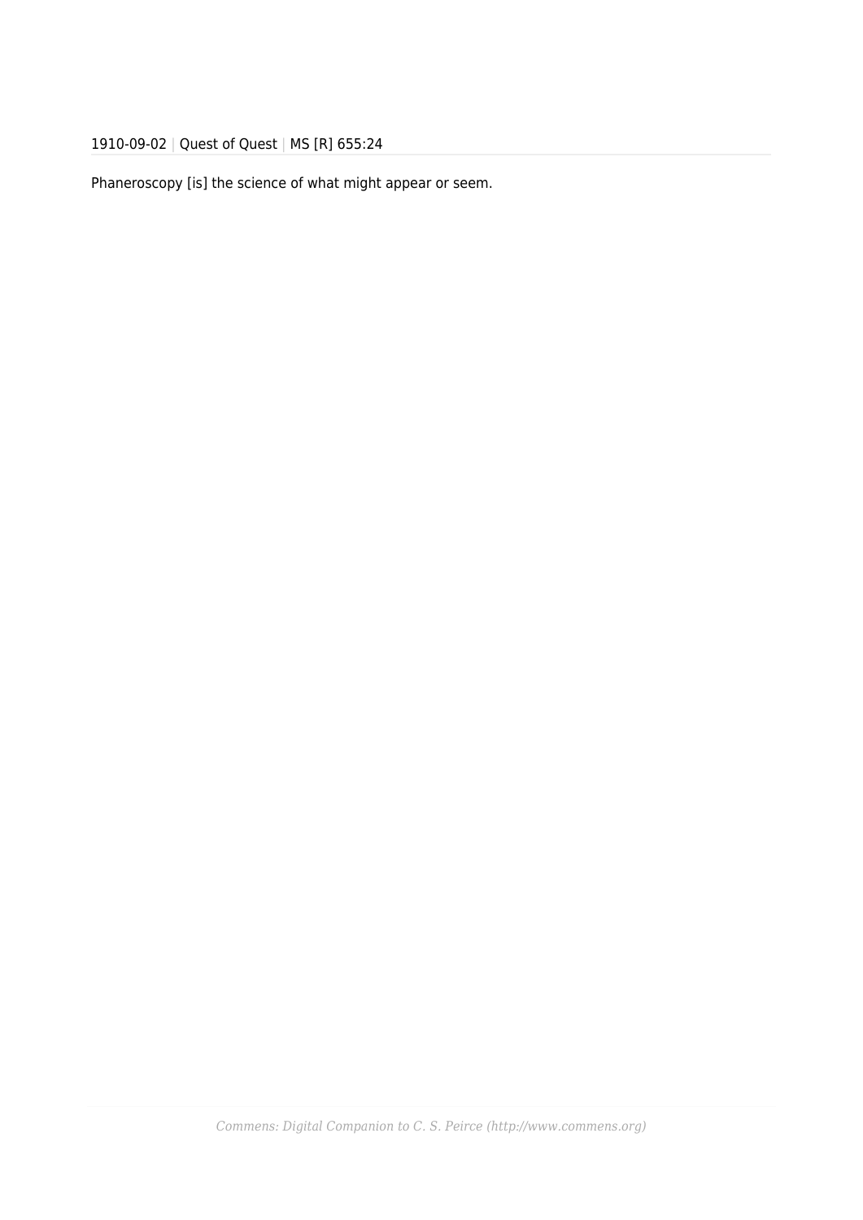1910-09-02 | Quest of Quest | MS [R] 655:24

Phaneroscopy [is] the science of what might appear or seem.